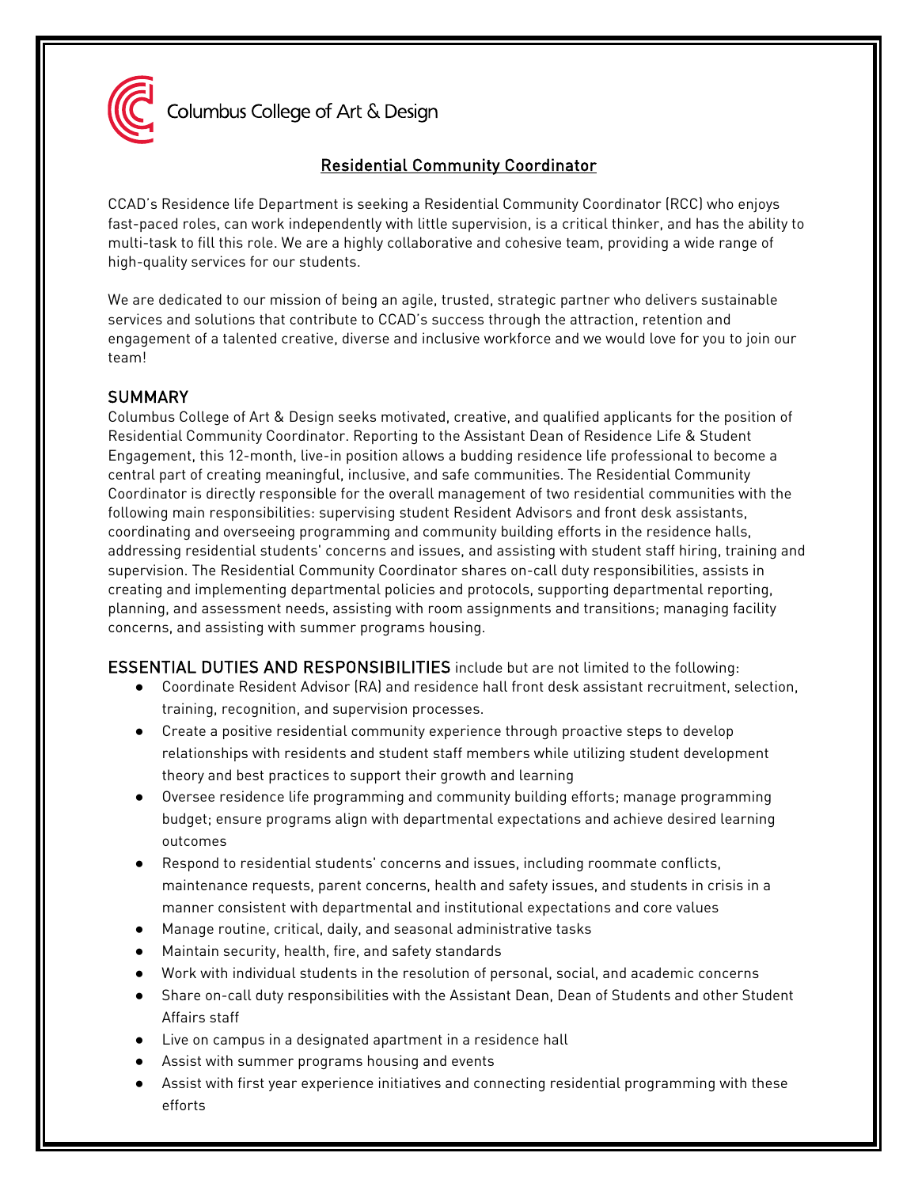Columbus College of Art & Design

# Residential Community Coordinator

CCAD's Residence life Department is seeking a Residential Community Coordinator (RCC) who enjoys fast-paced roles, can work independently with little supervision, is a critical thinker, and has the ability to multi-task to fill this role. We are a highly collaborative and cohesive team, providing a wide range of high-quality services for our students.

We are dedicated to our mission of being an agile, trusted, strategic partner who delivers sustainable services and solutions that contribute to CCAD's success through the attraction, retention and engagement of a talented creative, diverse and inclusive workforce and we would love for you to join our team!

## SUMMARY

Columbus College of Art & Design seeks motivated, creative, and qualified applicants for the position of Residential Community Coordinator. Reporting to the Assistant Dean of Residence Life & Student Engagement, this 12-month, live-in position allows a budding residence life professional to become a central part of creating meaningful, inclusive, and safe communities. The Residential Community Coordinator is directly responsible for the overall management of two residential communities with the following main responsibilities: supervising student Resident Advisors and front desk assistants, coordinating and overseeing programming and community building efforts in the residence halls, addressing residential students' concerns and issues, and assisting with student staff hiring, training and supervision. The Residential Community Coordinator shares on-call duty responsibilities, assists in creating and implementing departmental policies and protocols, supporting departmental reporting, planning, and assessment needs, assisting with room assignments and transitions; managing facility concerns, and assisting with summer programs housing.

## ESSENTIAL DUTIES AND RESPONSIBILITIES include but are not limited to the following:

- Coordinate Resident Advisor (RA) and residence hall front desk assistant recruitment, selection, training, recognition, and supervision processes.
- Create a positive residential community experience through proactive steps to develop relationships with residents and student staff members while utilizing student development theory and best practices to support their growth and learning
- Oversee residence life programming and community building efforts; manage programming budget; ensure programs align with departmental expectations and achieve desired learning outcomes
- Respond to residential students' concerns and issues, including roommate conflicts, maintenance requests, parent concerns, health and safety issues, and students in crisis in a manner consistent with departmental and institutional expectations and core values
- Manage routine, critical, daily, and seasonal administrative tasks
- Maintain security, health, fire, and safety standards
- Work with individual students in the resolution of personal, social, and academic concerns
- Share on-call duty responsibilities with the Assistant Dean, Dean of Students and other Student Affairs staff
- Live on campus in a designated apartment in a residence hall
- Assist with summer programs housing and events
- Assist with first year experience initiatives and connecting residential programming with these efforts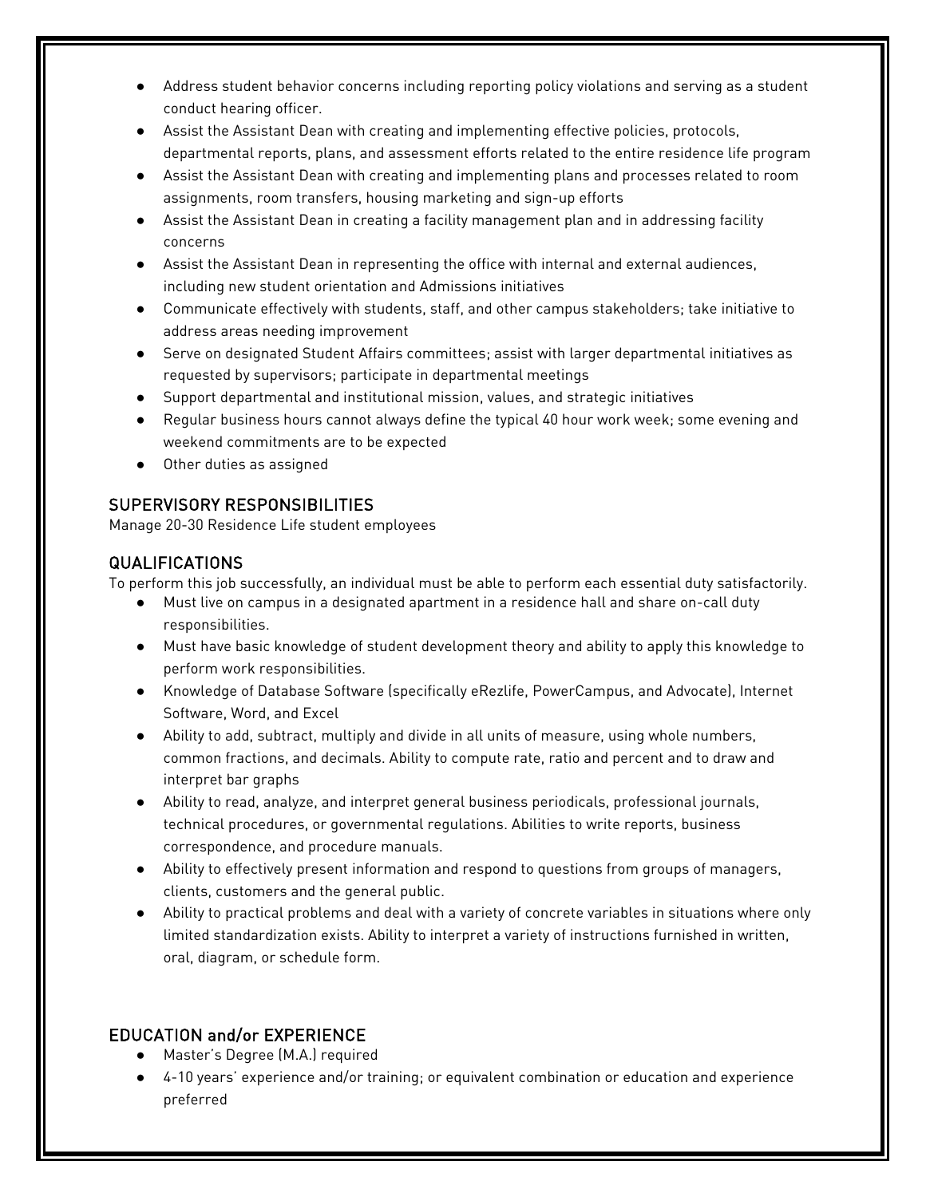- Address student behavior concerns including reporting policy violations and serving as a student conduct hearing officer.
- Assist the Assistant Dean with creating and implementing effective policies, protocols, departmental reports, plans, and assessment efforts related to the entire residence life program
- Assist the Assistant Dean with creating and implementing plans and processes related to room assignments, room transfers, housing marketing and sign-up efforts
- Assist the Assistant Dean in creating a facility management plan and in addressing facility concerns
- Assist the Assistant Dean in representing the office with internal and external audiences, including new student orientation and Admissions initiatives
- Communicate effectively with students, staff, and other campus stakeholders; take initiative to address areas needing improvement
- Serve on designated Student Affairs committees; assist with larger departmental initiatives as requested by supervisors; participate in departmental meetings
- Support departmental and institutional mission, values, and strategic initiatives
- Regular business hours cannot always define the typical 40 hour work week; some evening and weekend commitments are to be expected
- Other duties as assigned

## SUPERVISORY RESPONSIBILITIES

Manage 20-30 Residence Life student employees

## QUALIFICATIONS

To perform this job successfully, an individual must be able to perform each essential duty satisfactorily.

- Must live on campus in a designated apartment in a residence hall and share on-call duty responsibilities.
- Must have basic knowledge of student development theory and ability to apply this knowledge to perform work responsibilities.
- Knowledge of Database Software (specifically eRezlife, PowerCampus, and Advocate), Internet Software, Word, and Excel
- Ability to add, subtract, multiply and divide in all units of measure, using whole numbers, common fractions, and decimals. Ability to compute rate, ratio and percent and to draw and interpret bar graphs
- Ability to read, analyze, and interpret general business periodicals, professional journals, technical procedures, or governmental regulations. Abilities to write reports, business correspondence, and procedure manuals.
- Ability to effectively present information and respond to questions from groups of managers, clients, customers and the general public.
- Ability to practical problems and deal with a variety of concrete variables in situations where only limited standardization exists. Ability to interpret a variety of instructions furnished in written, oral, diagram, or schedule form.

## EDUCATION and/or EXPERIENCE

- Master's Degree (M.A.) required
- 4-10 years' experience and/or training; or equivalent combination or education and experience preferred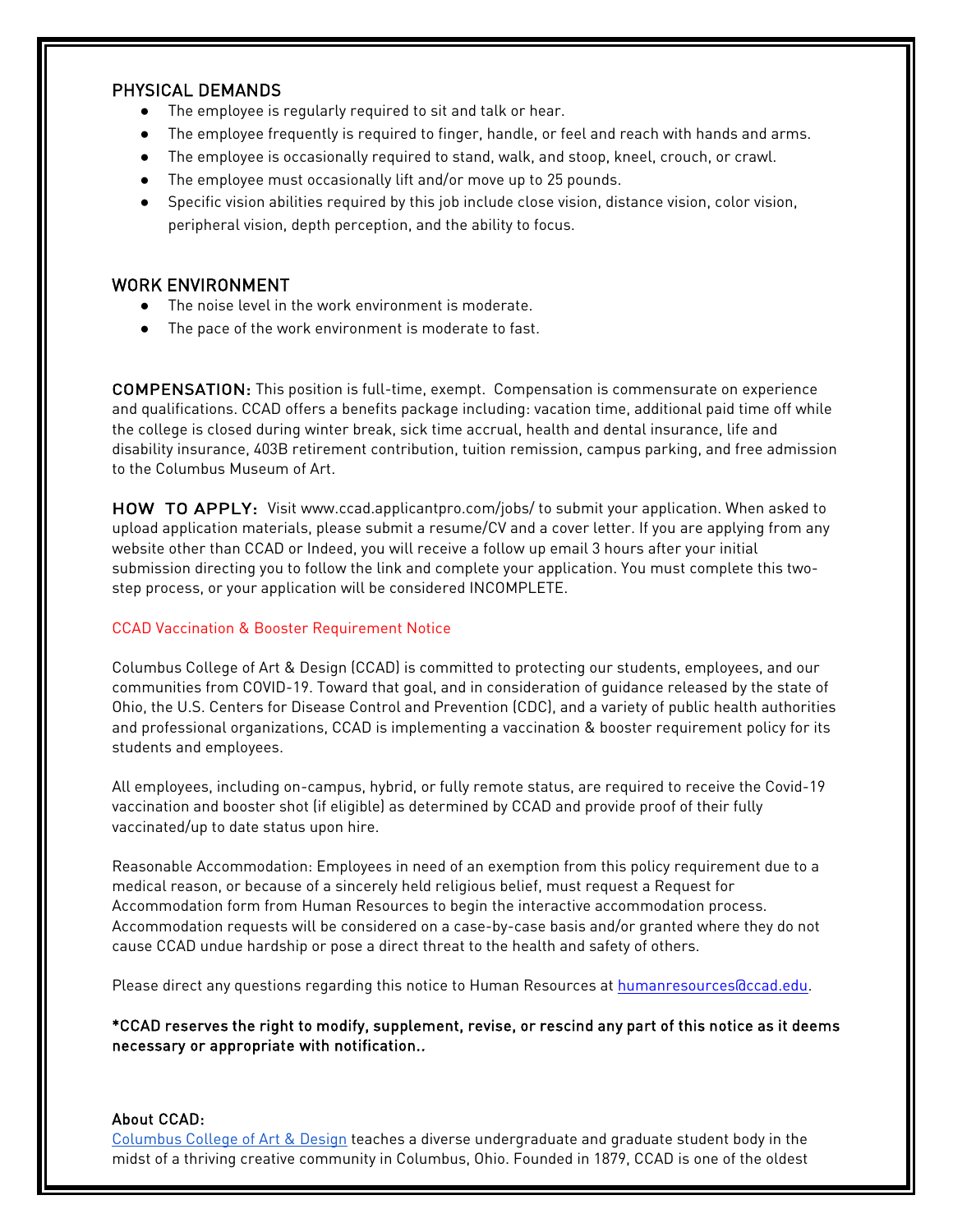## PHYSICAL DEMANDS

- The employee is regularly required to sit and talk or hear.
- The employee frequently is required to finger, handle, or feel and reach with hands and arms.
- The employee is occasionally required to stand, walk, and stoop, kneel, crouch, or crawl.
- The employee must occasionally lift and/or move up to 25 pounds.
- Specific vision abilities required by this job include close vision, distance vision, color vision, peripheral vision, depth perception, and the ability to focus.

## WORK ENVIRONMENT

- The noise level in the work environment is moderate.
- The pace of the work environment is moderate to fast.

**COMPENSATION:** This position is full-time, exempt. Compensation is commensurate on experience and qualifications. CCAD offers a benefits package including: vacation time, additional paid time off while the college is closed during winter break, sick time accrual, health and dental insurance, life and disability insurance, 403B retirement contribution, tuition remission, campus parking, and free admission to the Columbus Museum of Art.

**HOW TO APPLY:** Visit www.ccad.applicantpro.com/jobs/ to submit your application. When asked to upload application materials, please submit a resume/CV and a cover letter. If you are applying from any website other than CCAD or Indeed, you will receive a follow up email 3 hours after your initial submission directing you to follow the link and complete your application. You must complete this two-step process, or your application will be considered INCOMPLETE.

CCAD Vaccination & Booster Requirement Notice

Columbus College of Art & Design (CCAD) is committed to protecting our students, employees, and our communities from COVID-19. Toward that goal, and in consideration of guidance released by the state of Ohio, the U.S. Centers for Disease Control and Prevention (CDC), and a variety of public health authorities and professional organizations, CCAD is implementing a vaccination & booster requirement policy for its students and employees.

All employees, including on-campus, hybrid, or fully remote status, are required to receive the Covid-19 vaccination and booster shot (if eligible) as determined by CCAD and provide proof of their fully vaccinated/up to date status upon hire.

Reasonable Accommodation: Employees in need of an exemption from this policy requirement due to a medical reason, or because of a sincerely held religious belief, must request a Request for Accommodation form from Human Resources to begin the interactive accommodation process. Accommodation requests will be considered on a case-by-case basis and/or granted where they do not cause CCAD undue hardship or pose a direct threat to the health and safety of others.

Please direct any questions regarding this notice to Human Resources at humanresources@ccad.edu.

**\*CCAD reserves the right to modify, supplement, revise, or rescind any part of this notice as it deems necessary or appropriate with notification..**

**About CCAD:**
Columbus College of Art & Design teaches a diverse undergraduate and graduate student body in the midst of a thriving creative community in Columbus, Ohio. Founded in 1879, CCAD is one of the oldest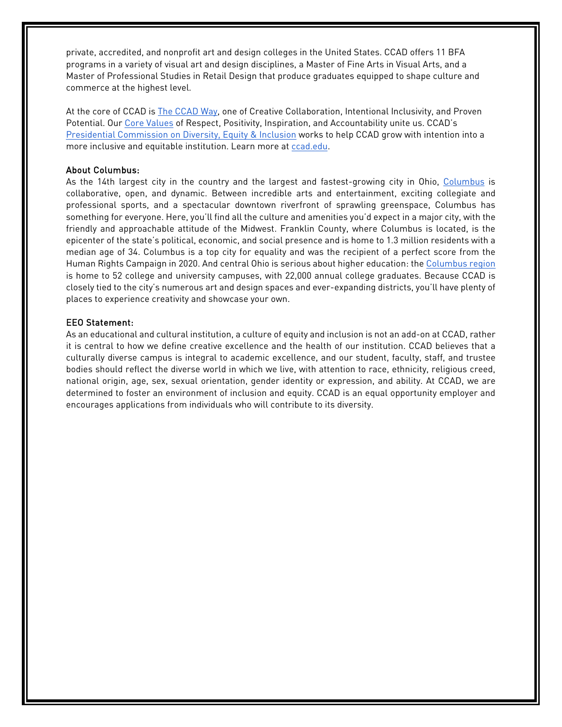private, accredited, and nonprofit art and design colleges in the United States. CCAD offers 11 BFA programs in a variety of visual art and design disciplines, a Master of Fine Arts in Visual Arts, and a Master of Professional Studies in Retail Design that produce graduates equipped to shape culture and commerce at the highest level.

At the core of CCAD is The CCAD Way, one of Creative Collaboration, Intentional Inclusivity, and Proven Potential. Our Core Values of Respect, Positivity, Inspiration, and Accountability unite us. CCAD's Presidential Commission on Diversity, Equity & Inclusion works to help CCAD grow with intention into a more inclusive and equitable institution. Learn more at ccad.edu.

**About Columbus:**

As the 14th largest city in the country and the largest and fastest-growing city in Ohio, Columbus is collaborative, open, and dynamic. Between incredible arts and entertainment, exciting collegiate and professional sports, and a spectacular downtown riverfront of sprawling greenspace, Columbus has something for everyone. Here, you'll find all the culture and amenities you'd expect in a major city, with the friendly and approachable attitude of the Midwest. Franklin County, where Columbus is located, is the epicenter of the state's political, economic, and social presence and is home to 1.3 million residents with a median age of 34. Columbus is a top city for equality and was the recipient of a perfect score from the Human Rights Campaign in 2020. And central Ohio is serious about higher education: the Columbus region is home to 52 college and university campuses, with 22,000 annual college graduates. Because CCAD is closely tied to the city's numerous art and design spaces and ever-expanding districts, you'll have plenty of places to experience creativity and showcase your own.

**EEO Statement:**

As an educational and cultural institution, a culture of equity and inclusion is not an add-on at CCAD, rather it is central to how we define creative excellence and the health of our institution. CCAD believes that a culturally diverse campus is integral to academic excellence, and our student, faculty, staff, and trustee bodies should reflect the diverse world in which we live, with attention to race, ethnicity, religious creed, national origin, age, sex, sexual orientation, gender identity or expression, and ability. At CCAD, we are determined to foster an environment of inclusion and equity. CCAD is an equal opportunity employer and encourages applications from individuals who will contribute to its diversity.